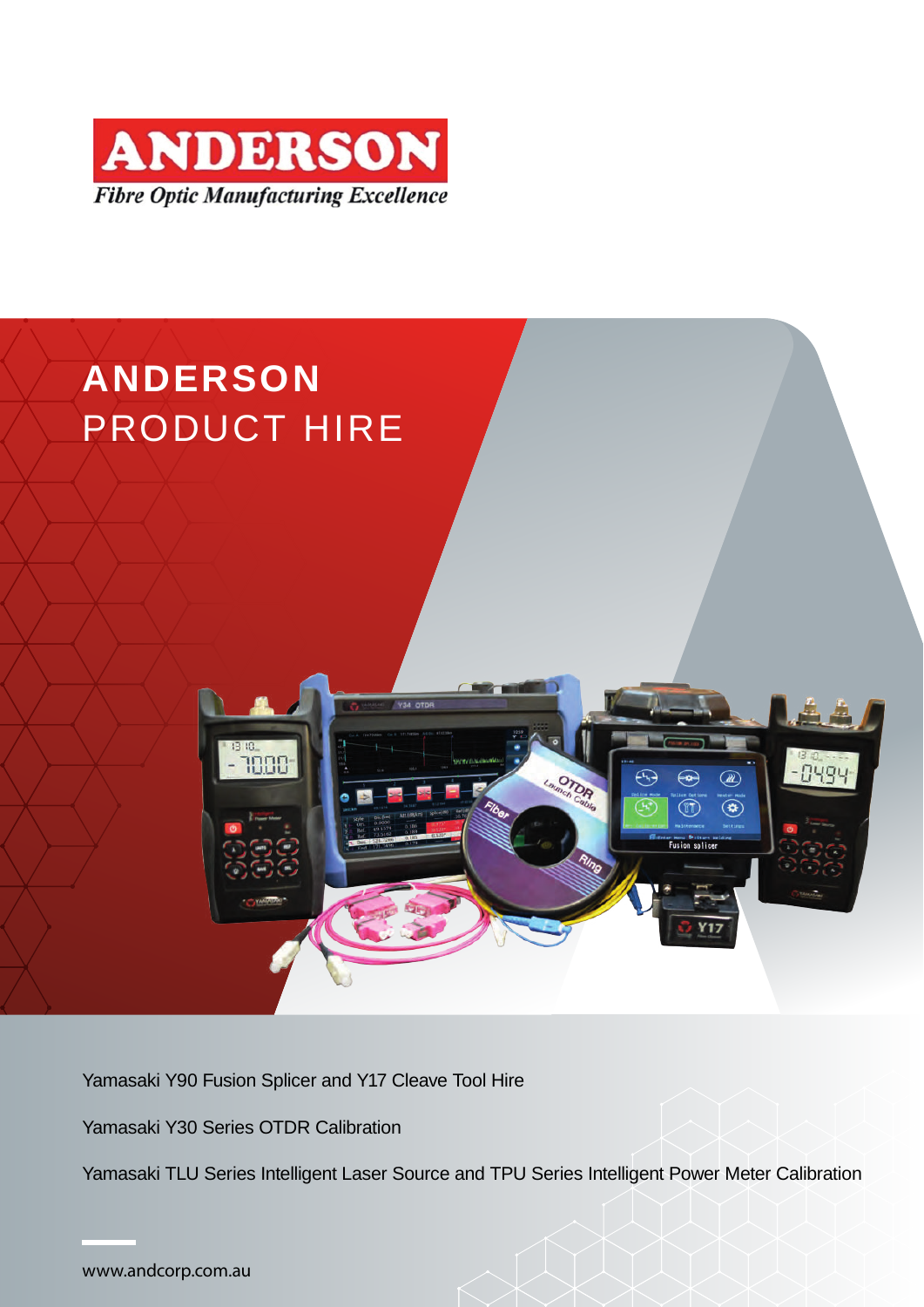ANDERSON

*Fibre Optic Manufacturing Excellence*

# ANDERSON PRODUCT HIRE

Yamasaki Y90 Fusion Splicer and Y17 Cleave Tool Hire

Yamasaki Y30 Series OTDR Calibration

Yamasaki TLU Series Intelligent Laser Source and TPU Series Intelligent Power Meter Calibration

www.andcorp.com.au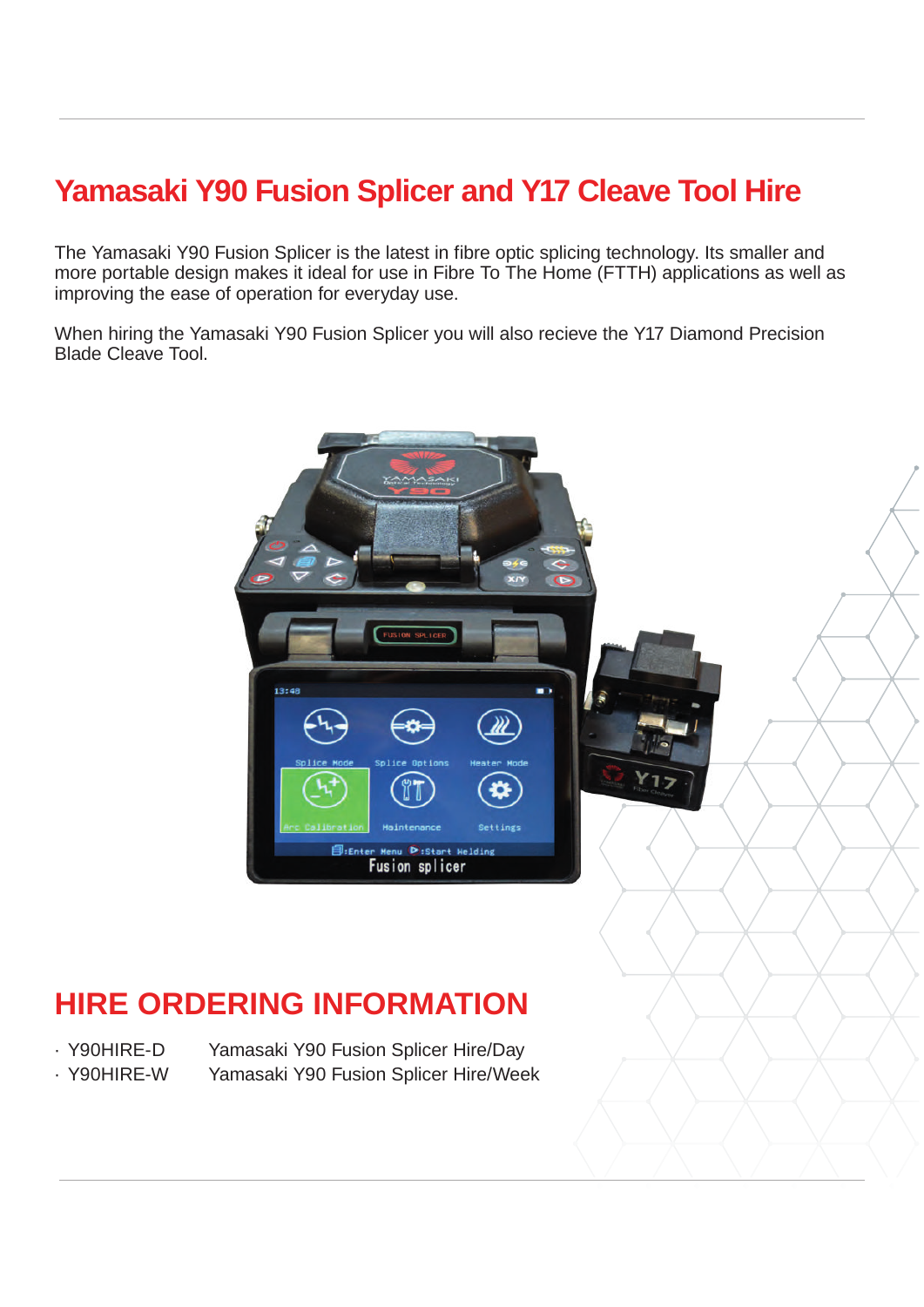# Yamasaki Y90 Fusion Splicer and Y17 Cleave Tool Hire

The Yamasaki Y90 Fusion Splicer is the latest in fibre optic splicing technology. Its smaller and more portable design makes it ideal for use in Fibre To The Home (FTTH) applications as well as improving the ease of operation for everyday use.

When hiring the Yamasaki Y90 Fusion Splicer you will also recieve the Y17 Diamond Precision Blade Cleave Tool.

## HIRE ORDERING INFORMATION

- Y90HIRE-D Yamasaki Y90 Fusion Splicer Hire/Day
- Y90HIRE-W Yamasaki Y90 Fusion Splicer Hire/Week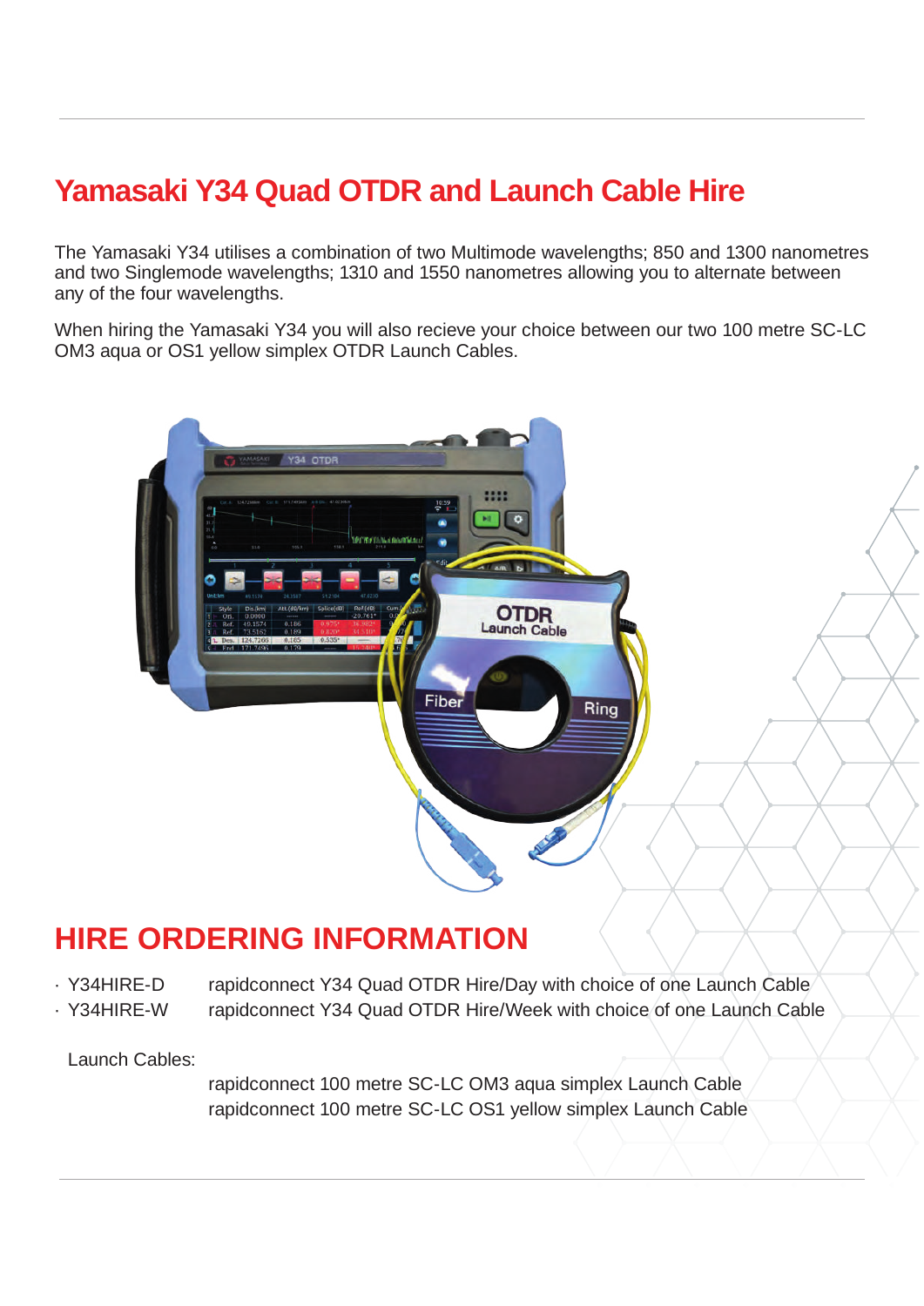# Yamasaki Y34 Quad OTDR and Launch Cable Hire

The Yamasaki Y34 utilises a combination of two Multimode wavelengths; 850 and 1300 nanometres and two Singlemode wavelengths; 1310 and 1550 nanometres allowing you to alternate between any of the four wavelengths.

When hiring the Yamasaki Y34 you will also recieve your choice between our two 100 metre SC-LC OM3 aqua or OS1 yellow simplex OTDR Launch Cables.

## HIRE ORDERING INFORMATION

- Y34HIRE-D rapidconnect Y34 Quad OTDR Hire/Day with choice of one Launch Cable
- Y34HIRE-W rapidconnect Y34 Quad OTDR Hire/Week with choice of one Launch Cable

Launch Cables:

rapidconnect 100 metre SC-LC OM3 aqua simplex Launch Cable
rapidconnect 100 metre SC-LC OS1 yellow simplex Launch Cable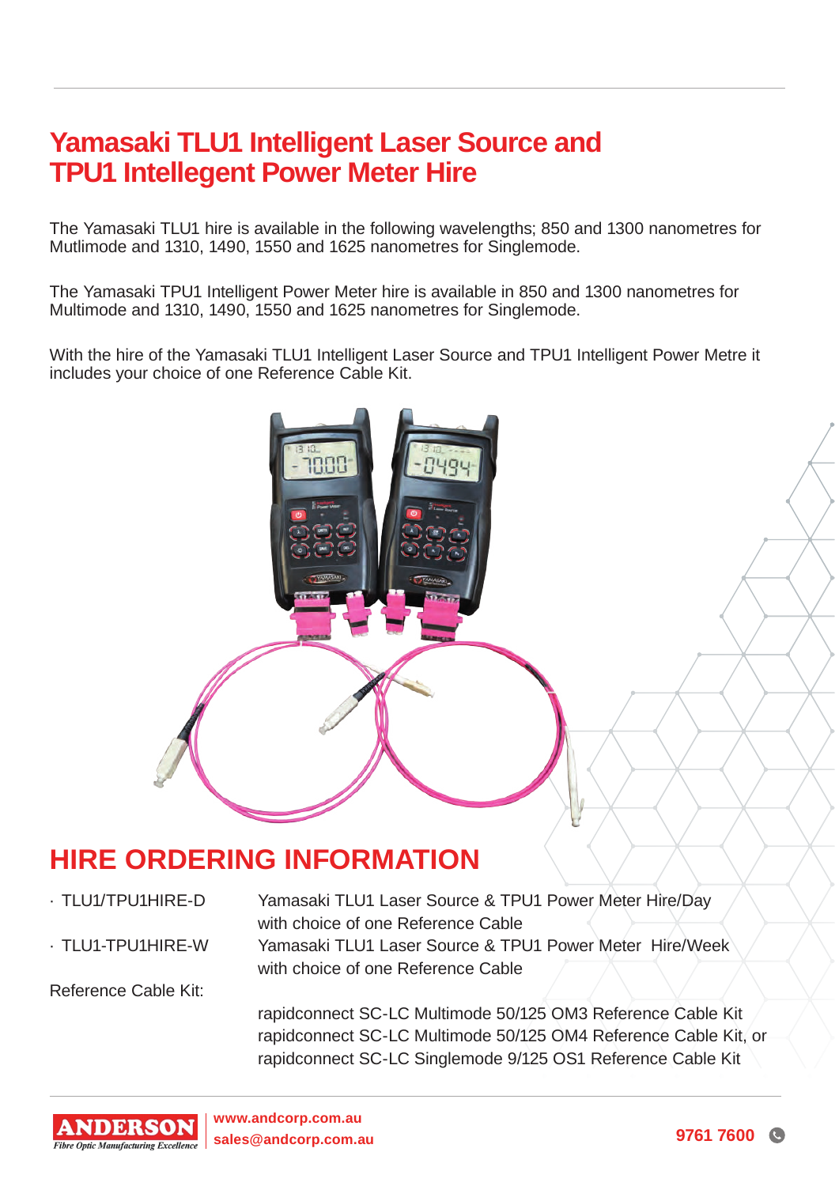# Yamasaki TLU1 Intelligent Laser Source and TPU1 Intellegent Power Meter Hire

The Yamasaki TLU1 hire is available in the following wavelengths; 850 and 1300 nanometres for Mutlimode and 1310, 1490, 1550 and 1625 nanometres for Singlemode.

The Yamasaki TPU1 Intelligent Power Meter hire is available in 850 and 1300 nanometres for Multimode and 1310, 1490, 1550 and 1625 nanometres for Singlemode.

With the hire of the Yamasaki TLU1 Intelligent Laser Source and TPU1 Intelligent Power Metre it includes your choice of one Reference Cable Kit.

## HIRE ORDERING INFORMATION

| | |
|---|---|
| · TLU1/TPU1HIRE-D | Yamasaki TLU1 Laser Source & TPU1 Power Meter Hire/Day with choice of one Reference Cable |
| · TLU1-TPU1HIRE-W | Yamasaki TLU1 Laser Source & TPU1 Power Meter Hire/Week with choice of one Reference Cable |

Reference Cable Kit:

rapidconnect SC-LC Multimode 50/125 OM3 Reference Cable Kit
rapidconnect SC-LC Multimode 50/125 OM4 Reference Cable Kit, or
rapidconnect SC-LC Singlemode 9/125 OS1 Reference Cable Kit

ANDERSON
*Fibre Optic Manufacturing Excellence*

www.andcorp.com.au
sales@andcorp.com.au

9761 7600